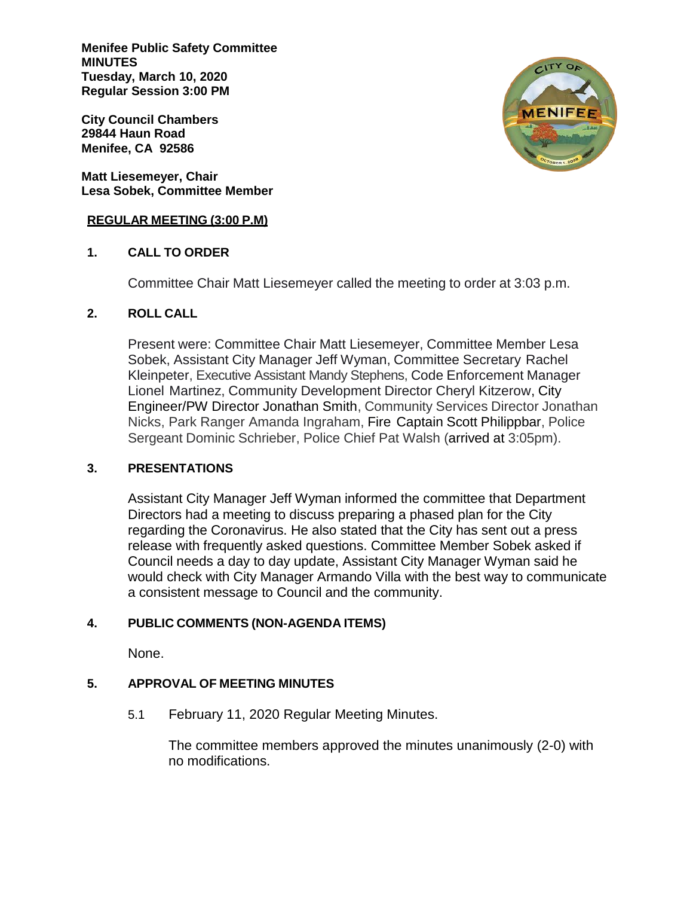**Menifee Public Safety Committee**
**MINUTES**
**Tuesday, March 10, 2020**
**Regular Session 3:00 PM**

**City Council Chambers**
**29844 Haun Road**
**Menifee, CA 92586**

**Matt Liesemeyer, Chair**
**Lesa Sobek, Committee Member**

**REGULAR MEETING (3:00 P.M)**

## 1. CALL TO ORDER

Committee Chair Matt Liesemeyer called the meeting to order at 3:03 p.m.

## 2. ROLL CALL

Present were: Committee Chair Matt Liesemeyer, Committee Member Lesa Sobek, Assistant City Manager Jeff Wyman, Committee Secretary Rachel Kleinpeter, Executive Assistant Mandy Stephens, Code Enforcement Manager Lionel Martinez, Community Development Director Cheryl Kitzerow, City Engineer/PW Director Jonathan Smith, Community Services Director Jonathan Nicks, Park Ranger Amanda Ingraham, Fire Captain Scott Philippbar, Police Sergeant Dominic Schrieber, Police Chief Pat Walsh (arrived at 3:05pm).

## 3. PRESENTATIONS

Assistant City Manager Jeff Wyman informed the committee that Department Directors had a meeting to discuss preparing a phased plan for the City regarding the Coronavirus. He also stated that the City has sent out a press release with frequently asked questions. Committee Member Sobek asked if Council needs a day to day update, Assistant City Manager Wyman said he would check with City Manager Armando Villa with the best way to communicate a consistent message to Council and the community.

## 4. PUBLIC COMMENTS (NON-AGENDA ITEMS)

None.

## 5. APPROVAL OF MEETING MINUTES

5.1 February 11, 2020 Regular Meeting Minutes.

The committee members approved the minutes unanimously (2-0) with no modifications.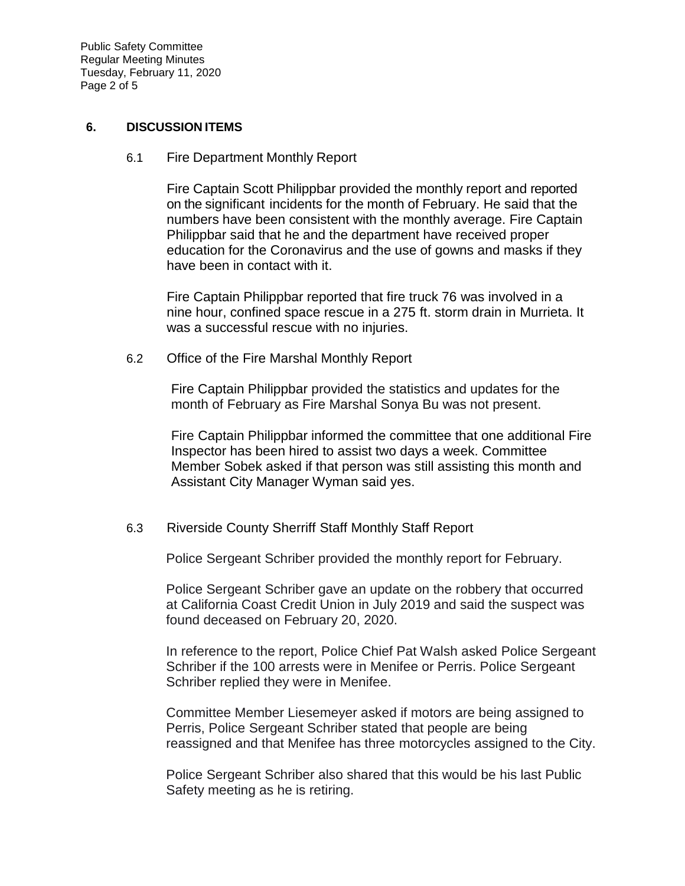## 6. DISCUSSION ITEMS

### 6.1 Fire Department Monthly Report

Fire Captain Scott Philippbar provided the monthly report and reported on the significant incidents for the month of February. He said that the numbers have been consistent with the monthly average. Fire Captain Philippbar said that he and the department have received proper education for the Coronavirus and the use of gowns and masks if they have been in contact with it.

Fire Captain Philippbar reported that fire truck 76 was involved in a nine hour, confined space rescue in a 275 ft. storm drain in Murrieta. It was a successful rescue with no injuries.

### 6.2 Office of the Fire Marshal Monthly Report

Fire Captain Philippbar provided the statistics and updates for the month of February as Fire Marshal Sonya Bu was not present.

Fire Captain Philippbar informed the committee that one additional Fire Inspector has been hired to assist two days a week. Committee Member Sobek asked if that person was still assisting this month and Assistant City Manager Wyman said yes.

### 6.3 Riverside County Sherriff Staff Monthly Staff Report

Police Sergeant Schriber provided the monthly report for February.

Police Sergeant Schriber gave an update on the robbery that occurred at California Coast Credit Union in July 2019 and said the suspect was found deceased on February 20, 2020.

In reference to the report, Police Chief Pat Walsh asked Police Sergeant Schriber if the 100 arrests were in Menifee or Perris. Police Sergeant Schriber replied they were in Menifee.

Committee Member Liesemeyer asked if motors are being assigned to Perris, Police Sergeant Schriber stated that people are being reassigned and that Menifee has three motorcycles assigned to the City.

Police Sergeant Schriber also shared that this would be his last Public Safety meeting as he is retiring.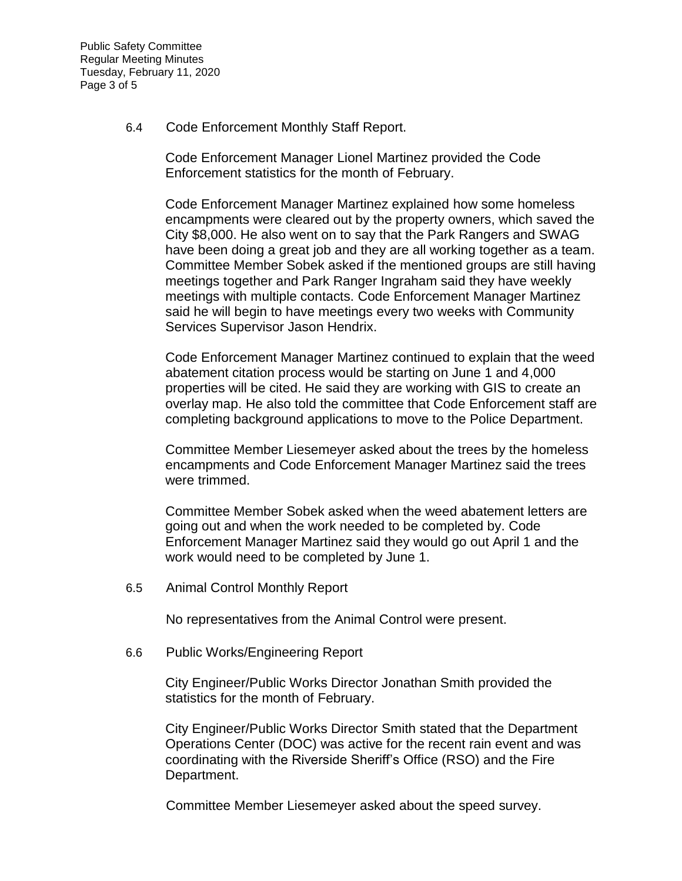6.4 Code Enforcement Monthly Staff Report.

Code Enforcement Manager Lionel Martinez provided the Code Enforcement statistics for the month of February.

Code Enforcement Manager Martinez explained how some homeless encampments were cleared out by the property owners, which saved the City $8,000. He also went on to say that the Park Rangers and SWAG have been doing a great job and they are all working together as a team. Committee Member Sobek asked if the mentioned groups are still having meetings together and Park Ranger Ingraham said they have weekly meetings with multiple contacts. Code Enforcement Manager Martinez said he will begin to have meetings every two weeks with Community Services Supervisor Jason Hendrix.

Code Enforcement Manager Martinez continued to explain that the weed abatement citation process would be starting on June 1 and 4,000 properties will be cited. He said they are working with GIS to create an overlay map. He also told the committee that Code Enforcement staff are completing background applications to move to the Police Department.

Committee Member Liesemeyer asked about the trees by the homeless encampments and Code Enforcement Manager Martinez said the trees were trimmed.

Committee Member Sobek asked when the weed abatement letters are going out and when the work needed to be completed by. Code Enforcement Manager Martinez said they would go out April 1 and the work would need to be completed by June 1.

6.5 Animal Control Monthly Report

No representatives from the Animal Control were present.

6.6 Public Works/Engineering Report

City Engineer/Public Works Director Jonathan Smith provided the statistics for the month of February.

City Engineer/Public Works Director Smith stated that the Department Operations Center (DOC) was active for the recent rain event and was coordinating with the Riverside Sheriff's Office (RSO) and the Fire Department.

Committee Member Liesemeyer asked about the speed survey.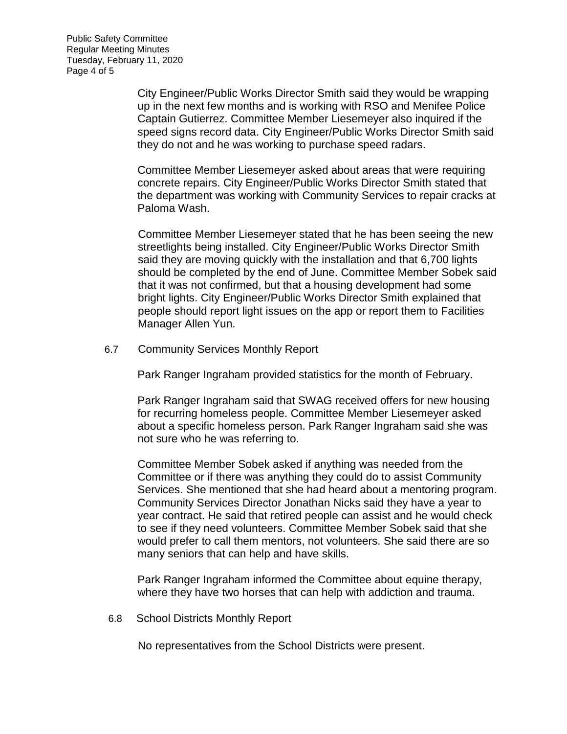City Engineer/Public Works Director Smith said they would be wrapping up in the next few months and is working with RSO and Menifee Police Captain Gutierrez. Committee Member Liesemeyer also inquired if the speed signs record data. City Engineer/Public Works Director Smith said they do not and he was working to purchase speed radars.

Committee Member Liesemeyer asked about areas that were requiring concrete repairs. City Engineer/Public Works Director Smith stated that the department was working with Community Services to repair cracks at Paloma Wash.

Committee Member Liesemeyer stated that he has been seeing the new streetlights being installed. City Engineer/Public Works Director Smith said they are moving quickly with the installation and that 6,700 lights should be completed by the end of June. Committee Member Sobek said that it was not confirmed, but that a housing development had some bright lights. City Engineer/Public Works Director Smith explained that people should report light issues on the app or report them to Facilities Manager Allen Yun.

6.7 Community Services Monthly Report

Park Ranger Ingraham provided statistics for the month of February.

Park Ranger Ingraham said that SWAG received offers for new housing for recurring homeless people. Committee Member Liesemeyer asked about a specific homeless person. Park Ranger Ingraham said she was not sure who he was referring to.

Committee Member Sobek asked if anything was needed from the Committee or if there was anything they could do to assist Community Services. She mentioned that she had heard about a mentoring program. Community Services Director Jonathan Nicks said they have a year to year contract. He said that retired people can assist and he would check to see if they need volunteers. Committee Member Sobek said that she would prefer to call them mentors, not volunteers. She said there are so many seniors that can help and have skills.

Park Ranger Ingraham informed the Committee about equine therapy, where they have two horses that can help with addiction and trauma.

6.8 School Districts Monthly Report

No representatives from the School Districts were present.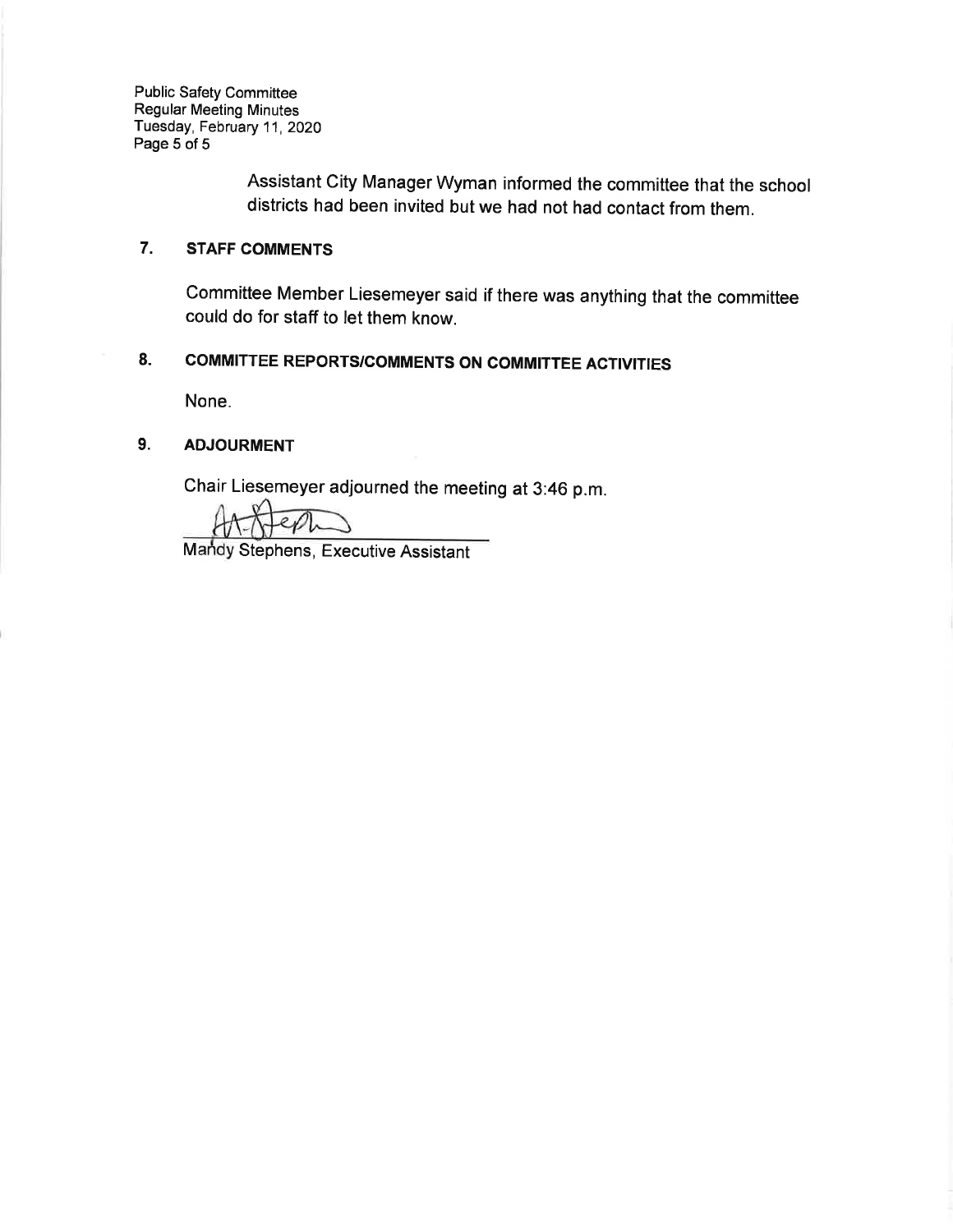Assistant City Manager Wyman informed the committee that the school districts had been invited but we had not had contact from them.

## 7. STAFF COMMENTS

Committee Member Liesemeyer said if there was anything that the committee could do for staff to let them know.

## 8. COMMITTEE REPORTS/COMMENTS ON COMMITTEE ACTIVITIES

None.

## 9. ADJOURMENT

Chair Liesemeyer adjourned the meeting at 3:46 p.m.

Mandy Stephens, Executive Assistant